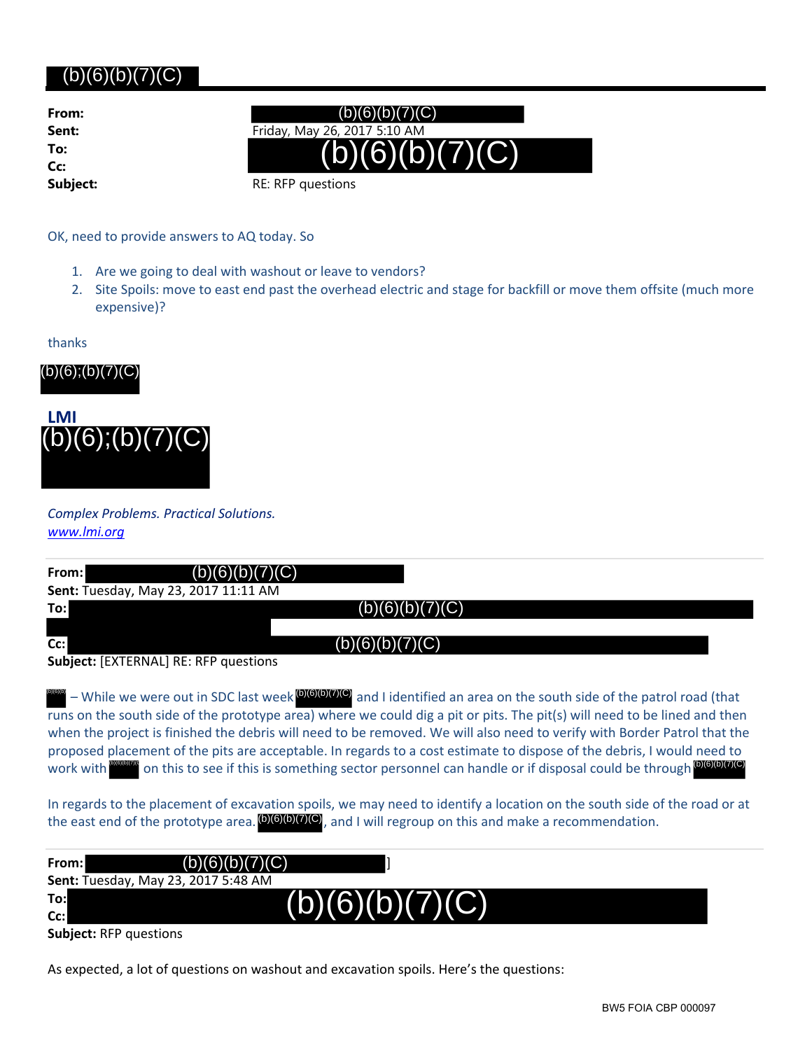# (b)(6)(b)(7)(C)

**From:** (b)(6)(b)(7)(C)
**Sent:** Friday, May 26, 2017 5:10 AM
**To:** (b)(6)(b)(7)(C)
**Cc:**
**Subject:** RE: RFP questions

OK, need to provide answers to AQ today. So

1. Are we going to deal with washout or leave to vendors?
2. Site Spoils: move to east end past the overhead electric and stage for backfill or move them offsite (much more expensive)?

thanks

(b)(6);(b)(7)(C)

**LMI**
(b)(6);(b)(7)(C)

*Complex Problems. Practical Solutions.*
*www.lmi.org*

---

**From:** (b)(6)(b)(7)(C)
**Sent:** Tuesday, May 23, 2017 11:11 AM
**To:** (b)(6)(b)(7)(C)
**Cc:** (b)(6)(b)(7)(C)
**Subject:** [EXTERNAL] RE: RFP questions

(b)(6)(b) – While we were out in SDC last week (b)(6)(b)(7)(C) and I identified an area on the south side of the patrol road (that runs on the south side of the prototype area) where we could dig a pit or pits. The pit(s) will need to be lined and then when the project is finished the debris will need to be removed. We will also need to verify with Border Patrol that the proposed placement of the pits are acceptable. In regards to a cost estimate to dispose of the debris, I would need to work with (b)(6)(b)(7)(C) on this to see if this is something sector personnel can handle or if disposal could be through (b)(6)(b)(7)(C)

In regards to the placement of excavation spoils, we may need to identify a location on the south side of the road or at the east end of the prototype area. (b)(6)(b)(7)(C), and I will regroup on this and make a recommendation.

---

**From:** (b)(6)(b)(7)(C)]
**Sent:** Tuesday, May 23, 2017 5:48 AM
**To:** (b)(6)(b)(7)(C)
**Cc:**
**Subject:** RFP questions

As expected, a lot of questions on washout and excavation spoils. Here's the questions:

BW5 FOIA CBP 000097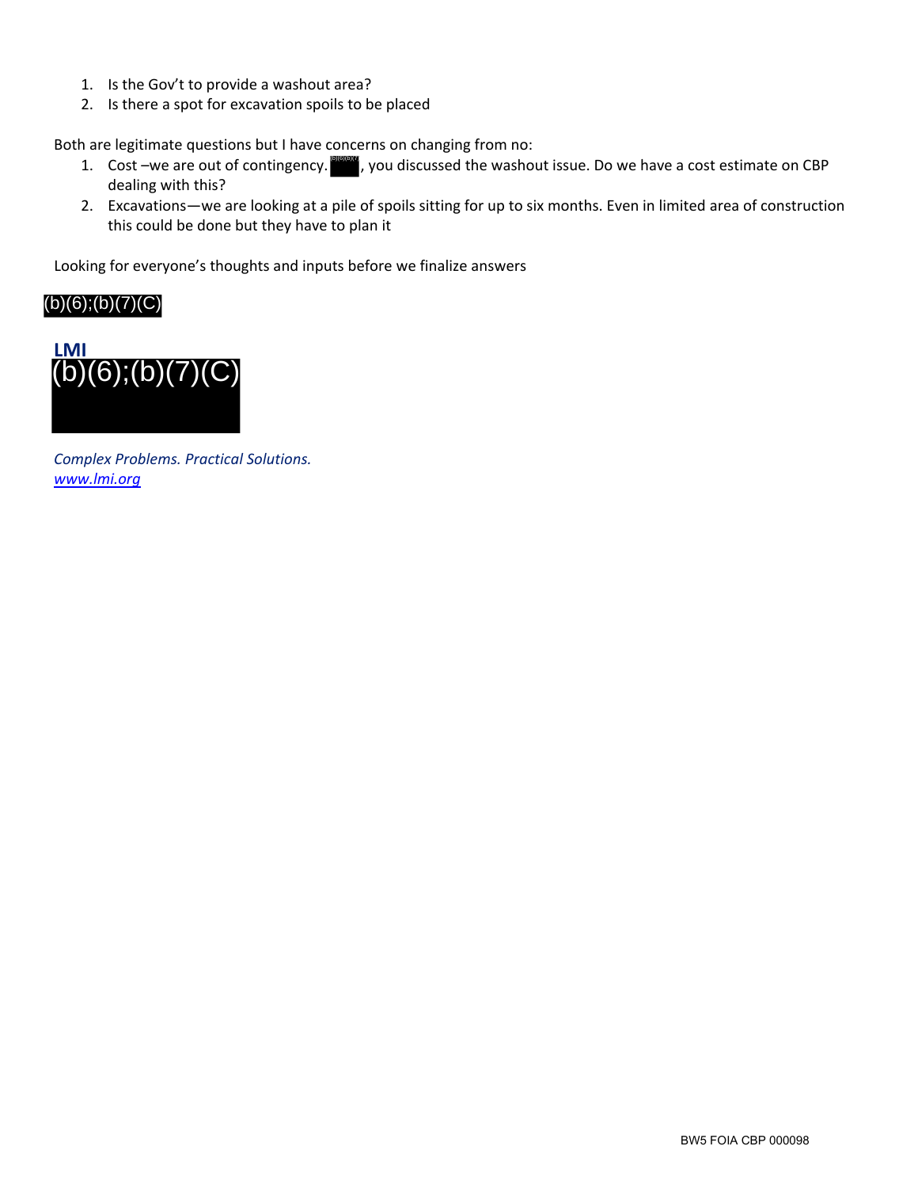1. Is the Gov't to provide a washout area?
2. Is there a spot for excavation spoils to be placed

Both are legitimate questions but I have concerns on changing from no:

1. Cost –we are out of contingency. (b)(6);(b)(7)(C), you discussed the washout issue. Do we have a cost estimate on CBP dealing with this?
2. Excavations—we are looking at a pile of spoils sitting for up to six months. Even in limited area of construction this could be done but they have to plan it

Looking for everyone's thoughts and inputs before we finalize answers

(b)(6);(b)(7)(C)

**LMI**

(b)(6);(b)(7)(C)

*Complex Problems. Practical Solutions.*

*www.lmi.org*

BW5 FOIA CBP 000098